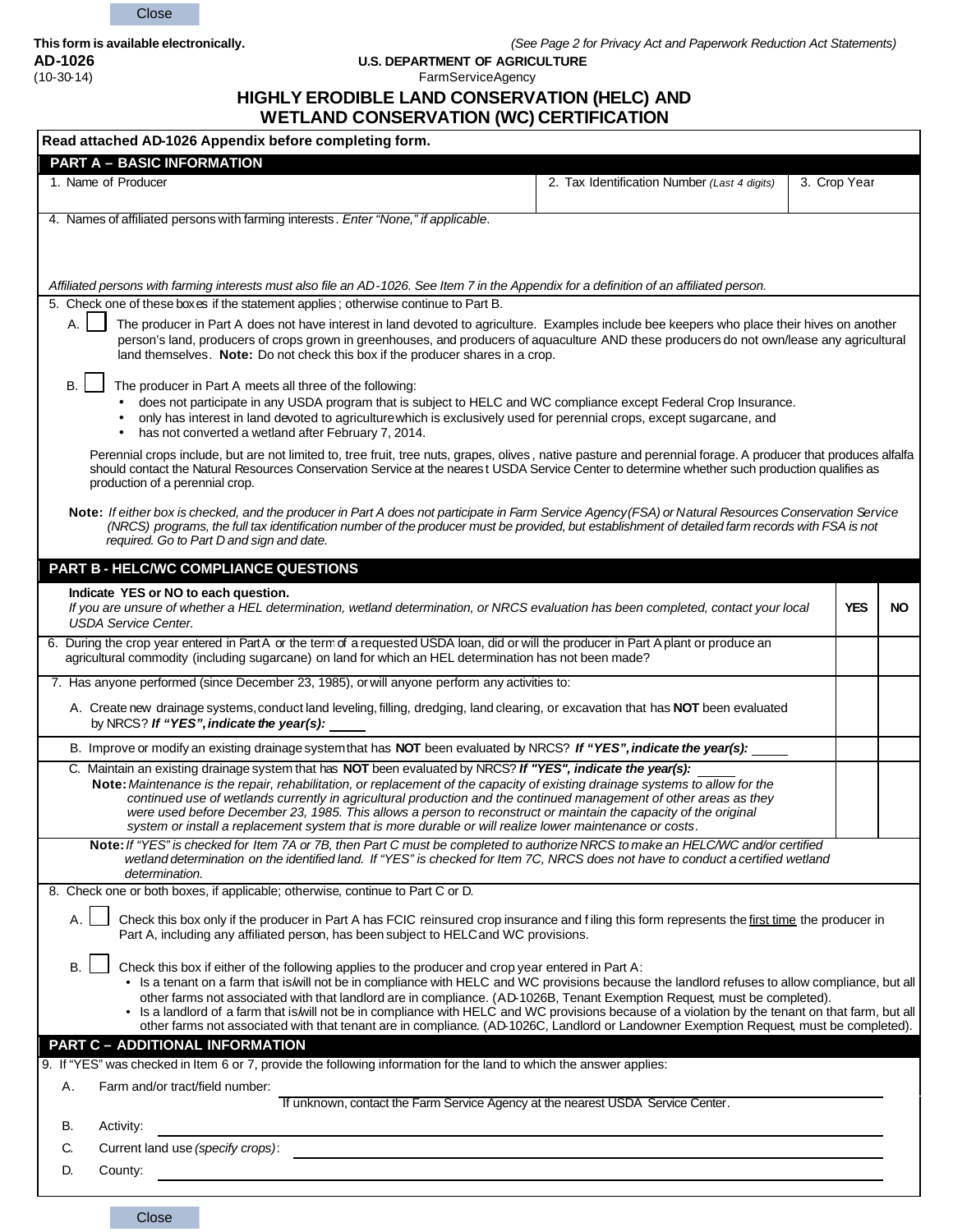This form is available electronically.

*(See Page 2 for Privacy Act and Paperwork Reduction Act Statements)*

**AD-1026**
(10-30-14)

**U.S. DEPARTMENT OF AGRICULTURE**
FarmServiceAgency

# HIGHLY ERODIBLE LAND CONSERVATION (HELC) AND WETLAND CONSERVATION (WC) CERTIFICATION

**Read attached AD-1026 Appendix before completing form.**

## PART A – BASIC INFORMATION

| 1. Name of Producer | 2. Tax Identification Number *(Last 4 digits)* | 3. Crop Year |
|---|---|---|
| | | |

4. Names of affiliated persons with farming interests. *Enter "None," if applicable.*

*Affiliated persons with farming interests must also file an AD-1026. See Item 7 in the Appendix for a definition of an affiliated person.*

5. Check one of these boxes if the statement applies; otherwise continue to Part B.

A. ☐ The producer in Part A does not have interest in land devoted to agriculture. Examples include bee keepers who place their hives on another person's land, producers of crops grown in greenhouses, and producers of aquaculture AND these producers do not own/lease any agricultural land themselves. **Note:** Do not check this box if the producer shares in a crop.

B. ☐ The producer in Part A meets all three of the following:
- does not participate in any USDA program that is subject to HELC and WC compliance except Federal Crop Insurance.
- only has interest in land devoted to agriculture which is exclusively used for perennial crops, except sugarcane, and
- has not converted a wetland after February 7, 2014.

Perennial crops include, but are not limited to, tree fruit, tree nuts, grapes, olives, native pasture and perennial forage. A producer that produces alfalfa should contact the Natural Resources Conservation Service at the nearest USDA Service Center to determine whether such production qualifies as production of a perennial crop.

**Note:** *If either box is checked, and the producer in Part A does not participate in Farm Service Agency (FSA) or Natural Resources Conservation Service (NRCS) programs, the full tax identification number of the producer must be provided, but establishment of detailed farm records with FSA is not required. Go to Part D and sign and date.*

## PART B - HELC/WC COMPLIANCE QUESTIONS

| **Indicate YES or NO to each question.** *If you are unsure of whether a HEL determination, wetland determination, or NRCS evaluation has been completed, contact your local USDA Service Center.* | **YES** | **NO** |
|---|---|---|
| 6. During the crop year entered in Part A or the term of a requested USDA loan, did or will the producer in Part A plant or produce an agricultural commodity (including sugarcane) on land for which an HEL determination has not been made? | | |
| 7. Has anyone performed (since December 23, 1985), or will anyone perform any activities to: | | |
| A. Create new drainage systems, conduct land leveling, filling, dredging, land clearing, or excavation that has **NOT** been evaluated by NRCS? ***If "YES", indicate the year(s):*** ____ | | |
| B. Improve or modify an existing drainage system that has **NOT** been evaluated by NRCS? ***If "YES", indicate the year(s):*** ____ | | |
| C. Maintain an existing drainage system that has **NOT** been evaluated by NRCS? ***If "YES", indicate the year(s):*** ____ **Note:** *Maintenance is the repair, rehabilitation, or replacement of the capacity of existing drainage systems to allow for the continued use of wetlands currently in agricultural production and the continued management of other areas as they were used before December 23, 1985. This allows a person to reconstruct or maintain the capacity of the original system or install a replacement system that is more durable or will realize lower maintenance or costs.* | | |

**Note:** *If "YES" is checked for Item 7A or 7B, then Part C must be completed to authorize NRCS to make an HELC/WC and/or certified wetland determination on the identified land. If "YES" is checked for Item 7C, NRCS does not have to conduct a certified wetland determination.*

8. Check one or both boxes, if applicable; otherwise, continue to Part C or D.

A. ☐ Check this box only if the producer in Part A has FCIC reinsured crop insurance and filing this form represents the first time the producer in Part A, including any affiliated person, has been subject to HELC and WC provisions.

B. ☐ Check this box if either of the following applies to the producer and crop year entered in Part A:
- Is a tenant on a farm that is/will not be in compliance with HELC and WC provisions because the landlord refuses to allow compliance, but all other farms not associated with that landlord are in compliance. (AD-1026B, Tenant Exemption Request, must be completed).
- Is a landlord of a farm that is/will not be in compliance with HELC and WC provisions because of a violation by the tenant on that farm, but all other farms not associated with that tenant are in compliance. (AD-1026C, Landlord or Landowner Exemption Request, must be completed).

## PART C – ADDITIONAL INFORMATION

9. If "YES" was checked in Item 6 or 7, provide the following information for the land to which the answer applies:

A. Farm and/or tract/field number: ______________________
If unknown, contact the Farm Service Agency at the nearest USDA Service Center.

B. Activity: ______________________

C. Current land use *(specify crops)*: ______________________

D. County: ______________________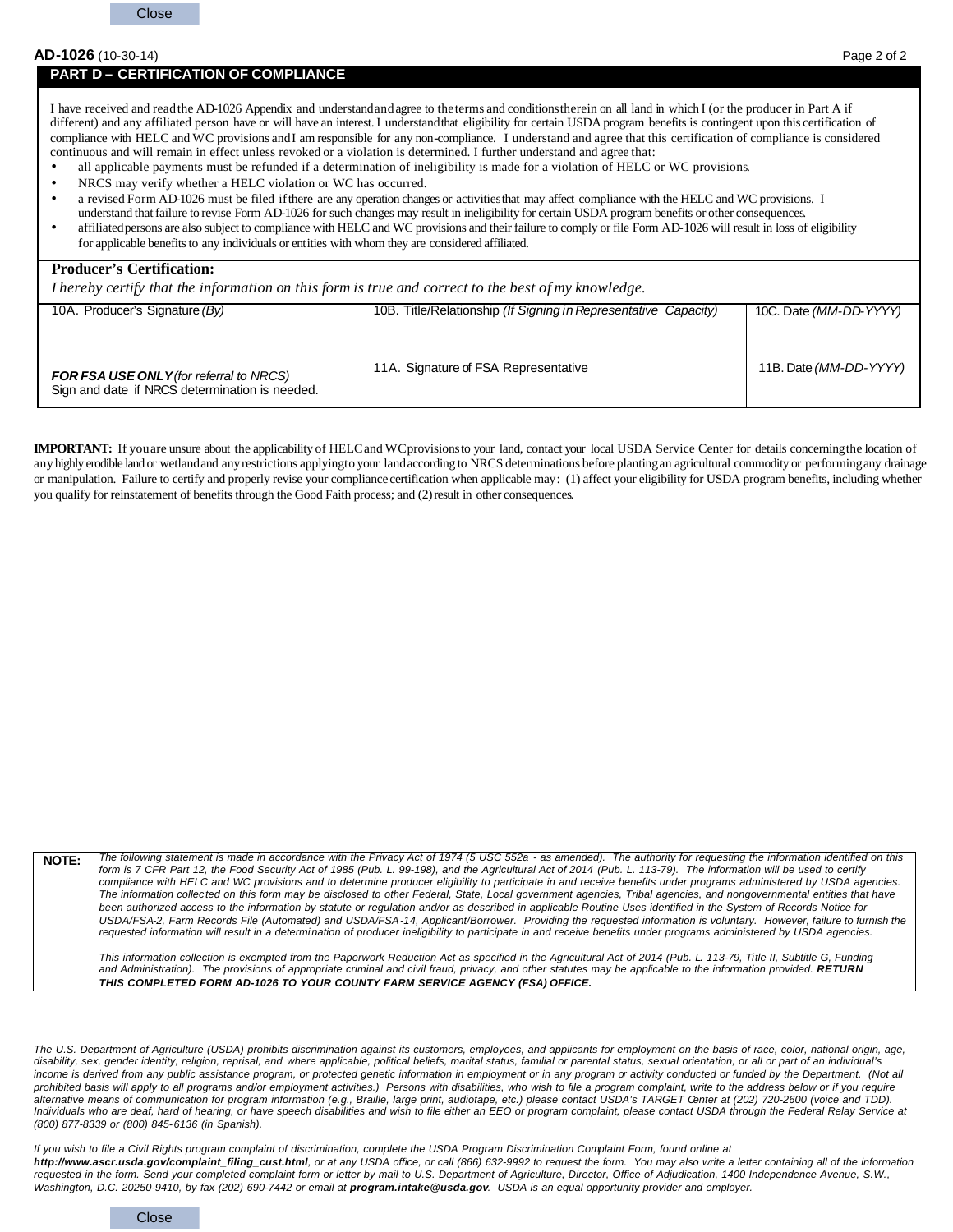Close

**AD-1026** (10-30-14)

## PART D – CERTIFICATION OF COMPLIANCE

I have received and read the AD-1026 Appendix and understand and agree to the terms and conditions therein on all land in which I (or the producer in Part A if different) and any affiliated person have or will have an interest. I understand that eligibility for certain USDA program benefits is contingent upon this certification of compliance with HELC and WC provisions and I am responsible for any non-compliance. I understand and agree that this certification of compliance is considered continuous and will remain in effect unless revoked or a violation is determined. I further understand and agree that:

- all applicable payments must be refunded if a determination of ineligibility is made for a violation of HELC or WC provisions.
- NRCS may verify whether a HELC violation or WC has occurred.
- a revised Form AD-1026 must be filed if there are any operation changes or activities that may affect compliance with the HELC and WC provisions. I understand that failure to revise Form AD-1026 for such changes may result in ineligibility for certain USDA program benefits or other consequences.
- affiliated persons are also subject to compliance with HELC and WC provisions and their failure to comply or file Form AD-1026 will result in loss of eligibility for applicable benefits to any individuals or entities with whom they are considered affiliated.

**Producer's Certification:**

*I hereby certify that the information on this form is true and correct to the best of my knowledge.*

| 10A. Producer's Signature *(By)* | 10B. Title/Relationship *(If Signing in Representative Capacity)* | 10C. Date *(MM-DD-YYYY)* |
|---|---|---|
| ***FOR FSA USE ONLY*** *(for referral to NRCS)* Sign and date if NRCS determination is needed. | 11A. Signature of FSA Representative | 11B. Date *(MM-DD-YYYY)* |

**IMPORTANT:** If you are unsure about the applicability of HELC and WC provisions to your land, contact your local USDA Service Center for details concerning the location of any highly erodible land or wetland and any restrictions applying to your land according to NRCS determinations before planting an agricultural commodity or performing any drainage or manipulation. Failure to certify and properly revise your compliance certification when applicable may: (1) affect your eligibility for USDA program benefits, including whether you qualify for reinstatement of benefits through the Good Faith process; and (2) result in other consequences.

**NOTE:** *The following statement is made in accordance with the Privacy Act of 1974 (5 USC 552a - as amended). The authority for requesting the information identified on this form is 7 CFR Part 12, the Food Security Act of 1985 (Pub. L. 99-198), and the Agricultural Act of 2014 (Pub. L. 113-79). The information will be used to certify compliance with HELC and WC provisions and to determine producer eligibility to participate in and receive benefits under programs administered by USDA agencies. The information collected on this form may be disclosed to other Federal, State, Local government agencies, Tribal agencies, and nongovernmental entities that have been authorized access to the information by statute or regulation and/or as described in applicable Routine Uses identified in the System of Records Notice for USDA/FSA-2, Farm Records File (Automated) and USDA/FSA-14, Applicant/Borrower. Providing the requested information is voluntary. However, failure to furnish the requested information will result in a determination of producer ineligibility to participate in and receive benefits under programs administered by USDA agencies.*

*This information collection is exempted from the Paperwork Reduction Act as specified in the Agricultural Act of 2014 (Pub. L. 113-79, Title II, Subtitle G, Funding and Administration). The provisions of appropriate criminal and civil fraud, privacy, and other statutes may be applicable to the information provided.* ***RETURN THIS COMPLETED FORM AD-1026 TO YOUR COUNTY FARM SERVICE AGENCY (FSA) OFFICE.***

*The U.S. Department of Agriculture (USDA) prohibits discrimination against its customers, employees, and applicants for employment on the basis of race, color, national origin, age, disability, sex, gender identity, religion, reprisal, and where applicable, political beliefs, marital status, familial or parental status, sexual orientation, or all or part of an individual's income is derived from any public assistance program, or protected genetic information in employment or in any program or activity conducted or funded by the Department. (Not all prohibited basis will apply to all programs and/or employment activities.) Persons with disabilities, who wish to file a program complaint, write to the address below or if you require alternative means of communication for program information (e.g., Braille, large print, audiotape, etc.) please contact USDA's TARGET Center at (202) 720-2600 (voice and TDD). Individuals who are deaf, hard of hearing, or have speech disabilities and wish to file either an EEO or program complaint, please contact USDA through the Federal Relay Service at (800) 877-8339 or (800) 845-6136 (in Spanish).*

*If you wish to file a Civil Rights program complaint of discrimination, complete the USDA Program Discrimination Complaint Form, found online at* ***http://www.ascr.usda.gov/complaint_filing_cust.html****, or at any USDA office, or call (866) 632-9992 to request the form. You may also write a letter containing all of the information requested in the form. Send your completed complaint form or letter by mail to U.S. Department of Agriculture, Director, Office of Adjudication, 1400 Independence Avenue, S.W., Washington, D.C. 20250-9410, by fax (202) 690-7442 or email at* ***program.intake@usda.gov****. USDA is an equal opportunity provider and employer.*

Close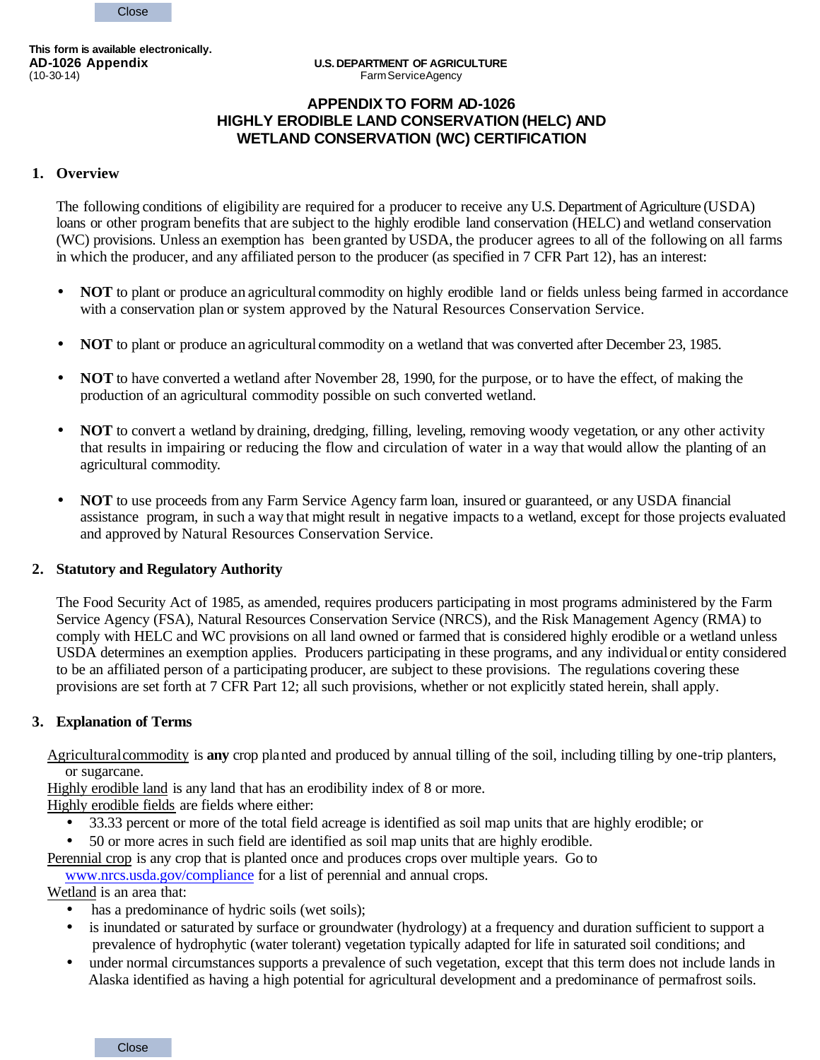This form is available electronically.

**AD-1026 Appendix**
(10-30-14)

**U.S. DEPARTMENT OF AGRICULTURE**
Farm Service Agency

# APPENDIX TO FORM AD-1026 HIGHLY ERODIBLE LAND CONSERVATION (HELC) AND WETLAND CONSERVATION (WC) CERTIFICATION

## 1. Overview

The following conditions of eligibility are required for a producer to receive any U.S. Department of Agriculture (USDA) loans or other program benefits that are subject to the highly erodible land conservation (HELC) and wetland conservation (WC) provisions. Unless an exemption has been granted by USDA, the producer agrees to all of the following on all farms in which the producer, and any affiliated person to the producer (as specified in 7 CFR Part 12), has an interest:

- **NOT** to plant or produce an agricultural commodity on highly erodible land or fields unless being farmed in accordance with a conservation plan or system approved by the Natural Resources Conservation Service.
- **NOT** to plant or produce an agricultural commodity on a wetland that was converted after December 23, 1985.
- **NOT** to have converted a wetland after November 28, 1990, for the purpose, or to have the effect, of making the production of an agricultural commodity possible on such converted wetland.
- **NOT** to convert a wetland by draining, dredging, filling, leveling, removing woody vegetation, or any other activity that results in impairing or reducing the flow and circulation of water in a way that would allow the planting of an agricultural commodity.
- **NOT** to use proceeds from any Farm Service Agency farm loan, insured or guaranteed, or any USDA financial assistance program, in such a way that might result in negative impacts to a wetland, except for those projects evaluated and approved by Natural Resources Conservation Service.

## 2. Statutory and Regulatory Authority

The Food Security Act of 1985, as amended, requires producers participating in most programs administered by the Farm Service Agency (FSA), Natural Resources Conservation Service (NRCS), and the Risk Management Agency (RMA) to comply with HELC and WC provisions on all land owned or farmed that is considered highly erodible or a wetland unless USDA determines an exemption applies. Producers participating in these programs, and any individual or entity considered to be an affiliated person of a participating producer, are subject to these provisions. The regulations covering these provisions are set forth at 7 CFR Part 12; all such provisions, whether or not explicitly stated herein, shall apply.

## 3. Explanation of Terms

Agricultural commodity is **any** crop planted and produced by annual tilling of the soil, including tilling by one-trip planters, or sugarcane.

Highly erodible land is any land that has an erodibility index of 8 or more.

Highly erodible fields are fields where either:

- 33.33 percent or more of the total field acreage is identified as soil map units that are highly erodible; or
- 50 or more acres in such field are identified as soil map units that are highly erodible.

Perennial crop is any crop that is planted once and produces crops over multiple years. Go to www.nrcs.usda.gov/compliance for a list of perennial and annual crops.

Wetland is an area that:

- has a predominance of hydric soils (wet soils);
- is inundated or saturated by surface or groundwater (hydrology) at a frequency and duration sufficient to support a prevalence of hydrophytic (water tolerant) vegetation typically adapted for life in saturated soil conditions; and
- under normal circumstances supports a prevalence of such vegetation, except that this term does not include lands in Alaska identified as having a high potential for agricultural development and a predominance of permafrost soils.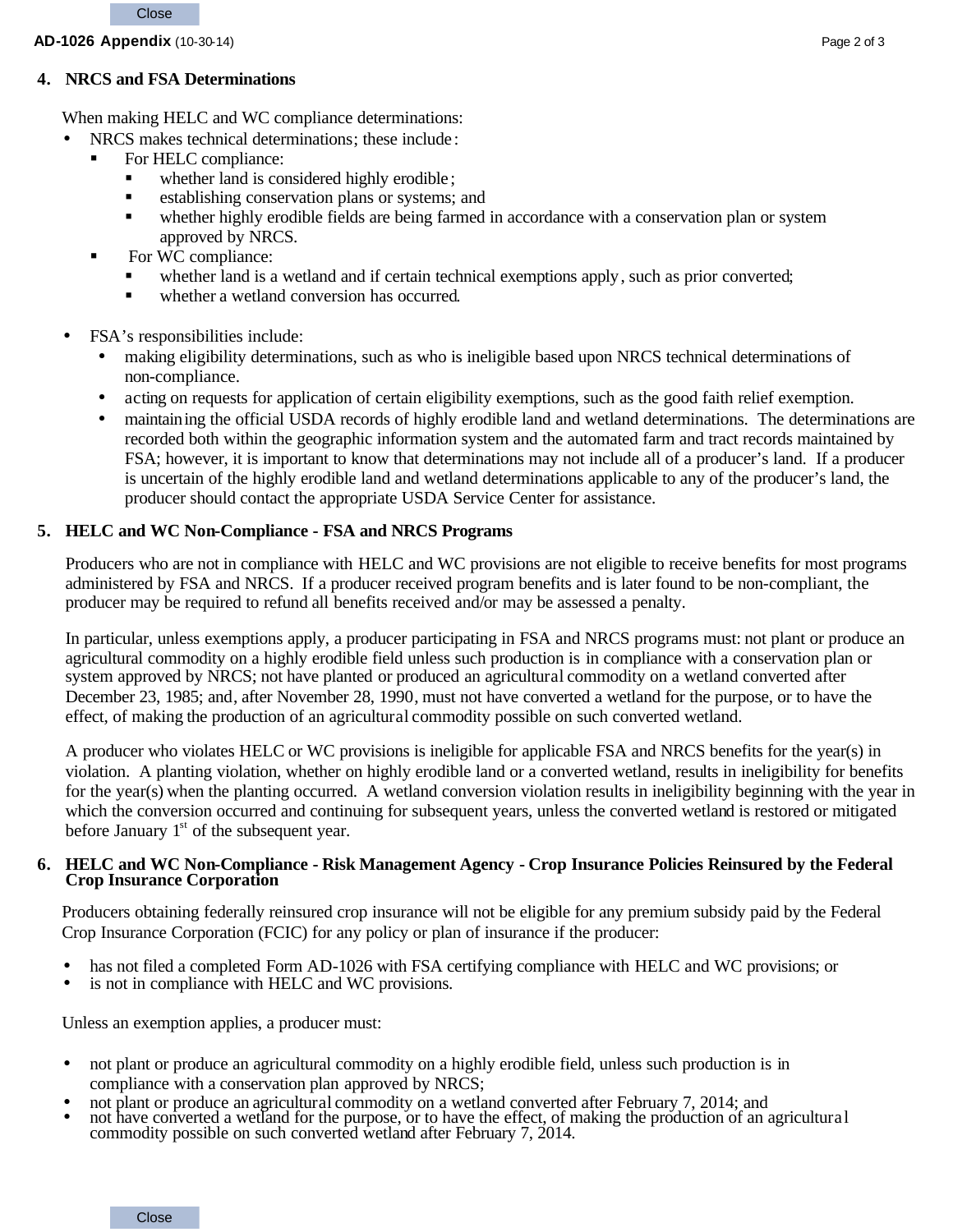## 4. NRCS and FSA Determinations

When making HELC and WC compliance determinations:

- NRCS makes technical determinations; these include:
  - For HELC compliance:
    - whether land is considered highly erodible;
    - establishing conservation plans or systems; and
    - whether highly erodible fields are being farmed in accordance with a conservation plan or system approved by NRCS.
  - For WC compliance:
    - whether land is a wetland and if certain technical exemptions apply, such as prior converted;
    - whether a wetland conversion has occurred.
- FSA's responsibilities include:
  - making eligibility determinations, such as who is ineligible based upon NRCS technical determinations of non-compliance.
  - acting on requests for application of certain eligibility exemptions, such as the good faith relief exemption.
  - maintaining the official USDA records of highly erodible land and wetland determinations. The determinations are recorded both within the geographic information system and the automated farm and tract records maintained by FSA; however, it is important to know that determinations may not include all of a producer's land. If a producer is uncertain of the highly erodible land and wetland determinations applicable to any of the producer's land, the producer should contact the appropriate USDA Service Center for assistance.

## 5. HELC and WC Non-Compliance - FSA and NRCS Programs

Producers who are not in compliance with HELC and WC provisions are not eligible to receive benefits for most programs administered by FSA and NRCS. If a producer received program benefits and is later found to be non-compliant, the producer may be required to refund all benefits received and/or may be assessed a penalty.

In particular, unless exemptions apply, a producer participating in FSA and NRCS programs must: not plant or produce an agricultural commodity on a highly erodible field unless such production is in compliance with a conservation plan or system approved by NRCS; not have planted or produced an agricultural commodity on a wetland converted after December 23, 1985; and, after November 28, 1990, must not have converted a wetland for the purpose, or to have the effect, of making the production of an agricultural commodity possible on such converted wetland.

A producer who violates HELC or WC provisions is ineligible for applicable FSA and NRCS benefits for the year(s) in violation. A planting violation, whether on highly erodible land or a converted wetland, results in ineligibility for benefits for the year(s) when the planting occurred. A wetland conversion violation results in ineligibility beginning with the year in which the conversion occurred and continuing for subsequent years, unless the converted wetland is restored or mitigated before January 1st of the subsequent year.

## 6. HELC and WC Non-Compliance - Risk Management Agency - Crop Insurance Policies Reinsured by the Federal Crop Insurance Corporation

Producers obtaining federally reinsured crop insurance will not be eligible for any premium subsidy paid by the Federal Crop Insurance Corporation (FCIC) for any policy or plan of insurance if the producer:

- has not filed a completed Form AD-1026 with FSA certifying compliance with HELC and WC provisions; or
- is not in compliance with HELC and WC provisions.

Unless an exemption applies, a producer must:

- not plant or produce an agricultural commodity on a highly erodible field, unless such production is in compliance with a conservation plan approved by NRCS;
- not plant or produce an agricultural commodity on a wetland converted after February 7, 2014; and
- not have converted a wetland for the purpose, or to have the effect, of making the production of an agricultural commodity possible on such converted wetland after February 7, 2014.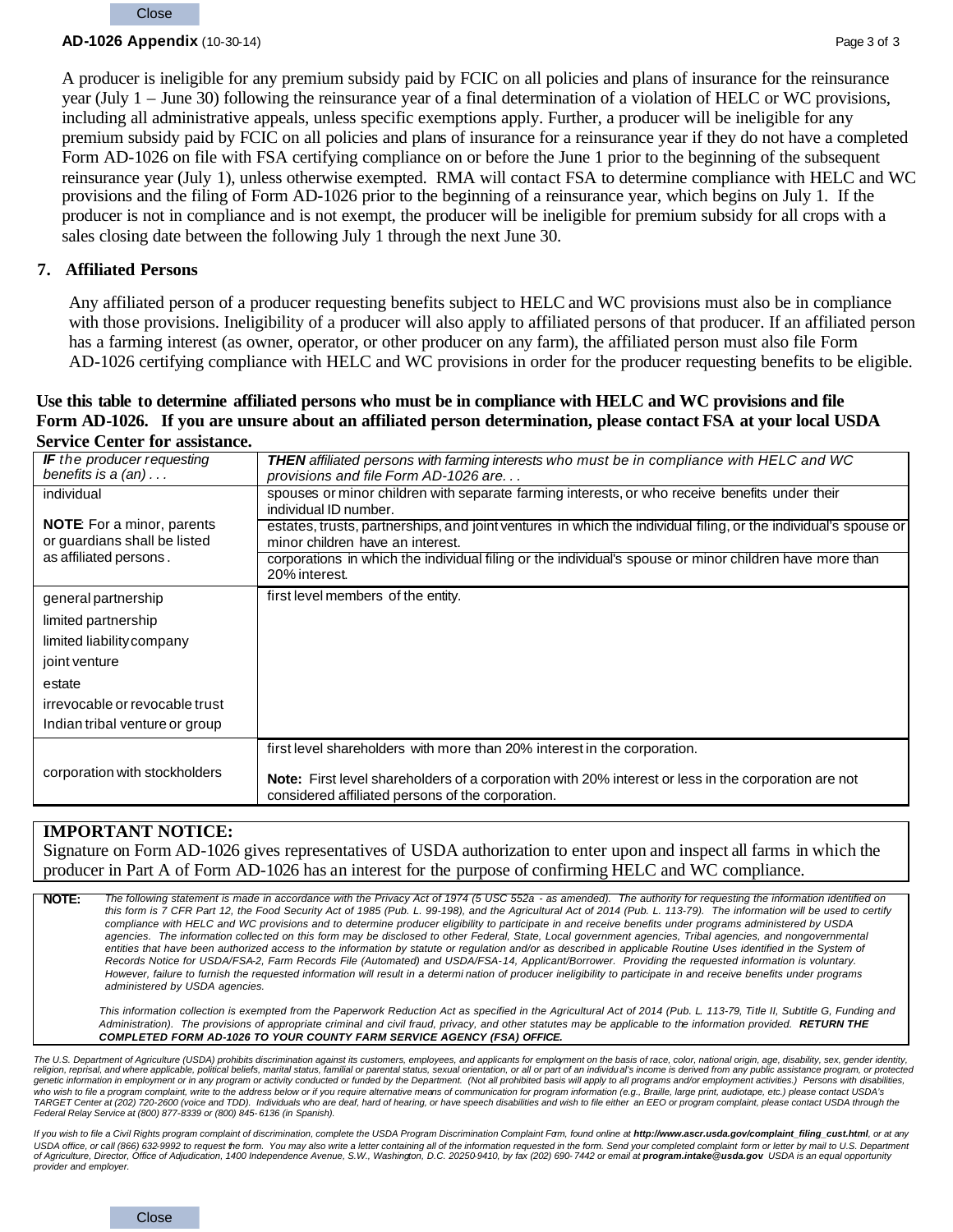A producer is ineligible for any premium subsidy paid by FCIC on all policies and plans of insurance for the reinsurance year (July 1 – June 30) following the reinsurance year of a final determination of a violation of HELC or WC provisions, including all administrative appeals, unless specific exemptions apply. Further, a producer will be ineligible for any premium subsidy paid by FCIC on all policies and plans of insurance for a reinsurance year if they do not have a completed Form AD-1026 on file with FSA certifying compliance on or before the June 1 prior to the beginning of the subsequent reinsurance year (July 1), unless otherwise exempted. RMA will contact FSA to determine compliance with HELC and WC provisions and the filing of Form AD-1026 prior to the beginning of a reinsurance year, which begins on July 1. If the producer is not in compliance and is not exempt, the producer will be ineligible for premium subsidy for all crops with a sales closing date between the following July 1 through the next June 30.

## 7. Affiliated Persons

Any affiliated person of a producer requesting benefits subject to HELC and WC provisions must also be in compliance with those provisions. Ineligibility of a producer will also apply to affiliated persons of that producer. If an affiliated person has a farming interest (as owner, operator, or other producer on any farm), the affiliated person must also file Form AD-1026 certifying compliance with HELC and WC provisions in order for the producer requesting benefits to be eligible.

**Use this table to determine affiliated persons who must be in compliance with HELC and WC provisions and file Form AD-1026. If you are unsure about an affiliated person determination, please contact FSA at your local USDA Service Center for assistance.**

| ***IF*** *the producer requesting benefits is a (an) . . .* | ***THEN*** *affiliated persons with farming interests who must be in compliance with HELC and WC provisions and file Form AD-1026 are. . .* |
|---|---|
| individual<br><br>**NOTE**: For a minor, parents or guardians shall be listed as affiliated persons. | spouses or minor children with separate farming interests, or who receive benefits under their individual ID number.<br>estates, trusts, partnerships, and joint ventures in which the individual filing, or the individual's spouse or minor children have an interest.<br>corporations in which the individual filing or the individual's spouse or minor children have more than 20% interest. |
| general partnership<br>limited partnership<br>limited liability company<br>joint venture<br>estate<br>irrevocable or revocable trust<br>Indian tribal venture or group | first level members of the entity. |
| corporation with stockholders | first level shareholders with more than 20% interest in the corporation.<br><br>**Note:** First level shareholders of a corporation with 20% interest or less in the corporation are not considered affiliated persons of the corporation. |

**IMPORTANT NOTICE:**
Signature on Form AD-1026 gives representatives of USDA authorization to enter upon and inspect all farms in which the producer in Part A of Form AD-1026 has an interest for the purpose of confirming HELC and WC compliance.

**NOTE:** *The following statement is made in accordance with the Privacy Act of 1974 (5 USC 552a - as amended). The authority for requesting the information identified on this form is 7 CFR Part 12, the Food Security Act of 1985 (Pub. L. 99-198), and the Agricultural Act of 2014 (Pub. L. 113-79). The information will be used to certify compliance with HELC and WC provisions and to determine producer eligibility to participate in and receive benefits under programs administered by USDA agencies. The information collected on this form may be disclosed to other Federal, State, Local government agencies, Tribal agencies, and nongovernmental entities that have been authorized access to the information by statute or regulation and/or as described in applicable Routine Uses identified in the System of Records Notice for USDA/FSA-2, Farm Records File (Automated) and USDA/FSA-14, Applicant/Borrower. Providing the requested information is voluntary. However, failure to furnish the requested information will result in a determination of producer ineligibility to participate in and receive benefits under programs administered by USDA agencies.*

*This information collection is exempted from the Paperwork Reduction Act as specified in the Agricultural Act of 2014 (Pub. L. 113-79, Title II, Subtitle G, Funding and Administration). The provisions of appropriate criminal and civil fraud, privacy, and other statutes may be applicable to the information provided.* ***RETURN THE COMPLETED FORM AD-1026 TO YOUR COUNTY FARM SERVICE AGENCY (FSA) OFFICE.***

*The U.S. Department of Agriculture (USDA) prohibits discrimination against its customers, employees, and applicants for employment on the basis of race, color, national origin, age, disability, sex, gender identity, religion, reprisal, and where applicable, political beliefs, marital status, familial or parental status, sexual orientation, or all or part of an individual's income is derived from any public assistance program, or protected genetic information in employment or in any program or activity conducted or funded by the Department. (Not all prohibited basis will apply to all programs and/or employment activities.) Persons with disabilities, who wish to file a program complaint, write to the address below or if you require alternative means of communication for program information (e.g., Braille, large print, audiotape, etc.) please contact USDA's TARGET Center at (202) 720-2600 (voice and TDD). Individuals who are deaf, hard of hearing, or have speech disabilities and wish to file either an EEO or program complaint, please contact USDA through the Federal Relay Service at (800) 877-8339 or (800) 845-6136 (in Spanish).*

*If you wish to file a Civil Rights program complaint of discrimination, complete the USDA Program Discrimination Complaint Form, found online at* ***http://www.ascr.usda.gov/complaint_filing_cust.html****, or at any USDA office, or call (866) 632-9992 to request the form. You may also write a letter containing all of the information requested in the form. Send your completed complaint form or letter by mail to U.S. Department of Agriculture, Director, Office of Adjudication, 1400 Independence Avenue, S.W., Washington, D.C. 20250-9410, by fax (202) 690-7442 or email at* ***program.intake@usda.gov****. USDA is an equal opportunity provider and employer.*